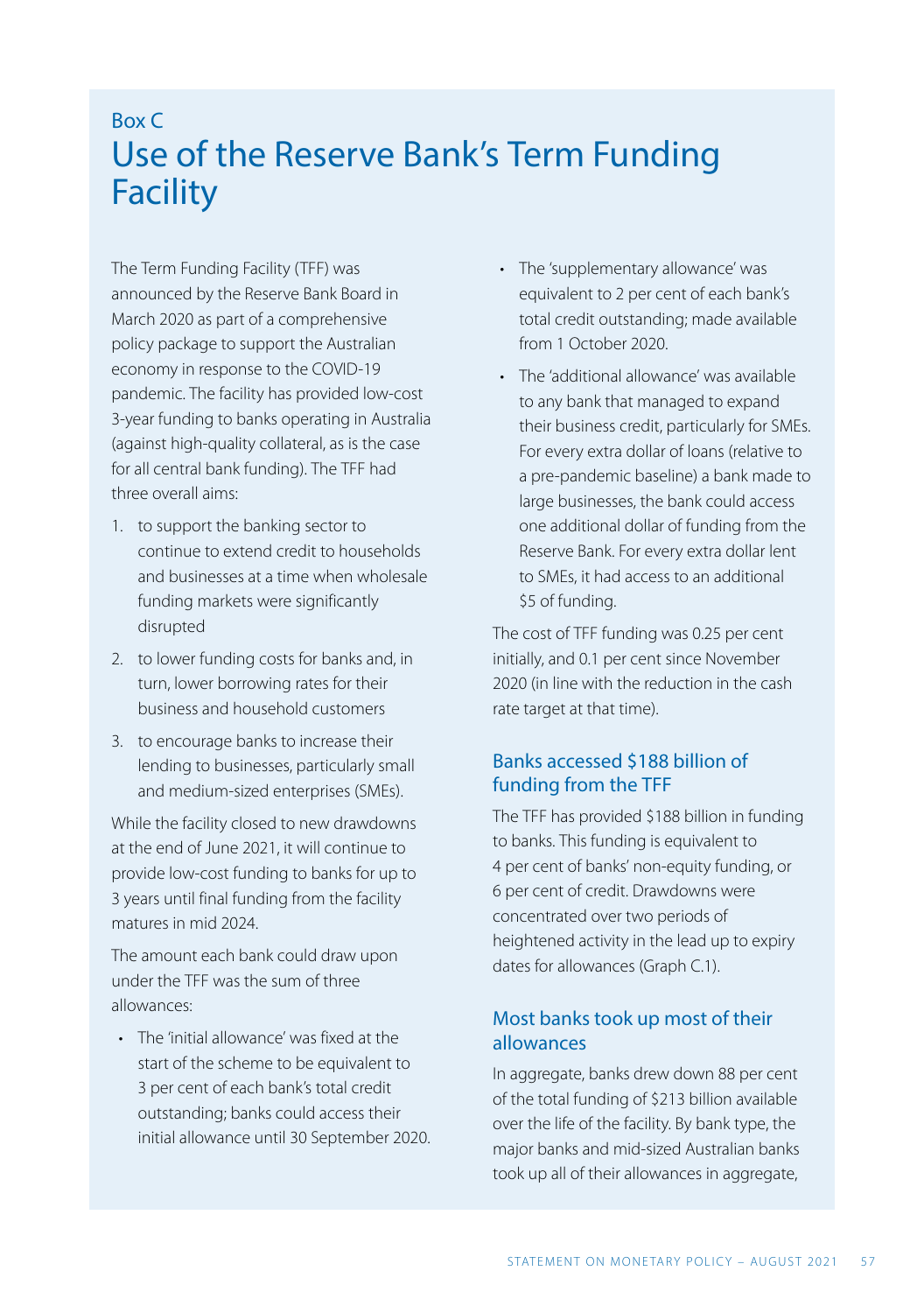Box C

# Use of the Reserve Bank's Term Funding Facility

The Term Funding Facility (TFF) was announced by the Reserve Bank Board in March 2020 as part of a comprehensive policy package to support the Australian economy in response to the COVID-19 pandemic. The facility has provided low-cost 3-year funding to banks operating in Australia (against high-quality collateral, as is the case for all central bank funding). The TFF had three overall aims:

1. to support the banking sector to continue to extend credit to households and businesses at a time when wholesale funding markets were significantly disrupted
2. to lower funding costs for banks and, in turn, lower borrowing rates for their business and household customers
3. to encourage banks to increase their lending to businesses, particularly small and medium-sized enterprises (SMEs).

While the facility closed to new drawdowns at the end of June 2021, it will continue to provide low-cost funding to banks for up to 3 years until final funding from the facility matures in mid 2024.

The amount each bank could draw upon under the TFF was the sum of three allowances:

- The 'initial allowance' was fixed at the start of the scheme to be equivalent to 3 per cent of each bank's total credit outstanding; banks could access their initial allowance until 30 September 2020.
- The 'supplementary allowance' was equivalent to 2 per cent of each bank's total credit outstanding; made available from 1 October 2020.
- The 'additional allowance' was available to any bank that managed to expand their business credit, particularly for SMEs. For every extra dollar of loans (relative to a pre-pandemic baseline) a bank made to large businesses, the bank could access one additional dollar of funding from the Reserve Bank. For every extra dollar lent to SMEs, it had access to an additional $5 of funding.

The cost of TFF funding was 0.25 per cent initially, and 0.1 per cent since November 2020 (in line with the reduction in the cash rate target at that time).

## Banks accessed $188 billion of funding from the TFF

The TFF has provided $188 billion in funding to banks. This funding is equivalent to 4 per cent of banks' non-equity funding, or 6 per cent of credit. Drawdowns were concentrated over two periods of heightened activity in the lead up to expiry dates for allowances (Graph C.1).

## Most banks took up most of their allowances

In aggregate, banks drew down 88 per cent of the total funding of $213 billion available over the life of the facility. By bank type, the major banks and mid-sized Australian banks took up all of their allowances in aggregate,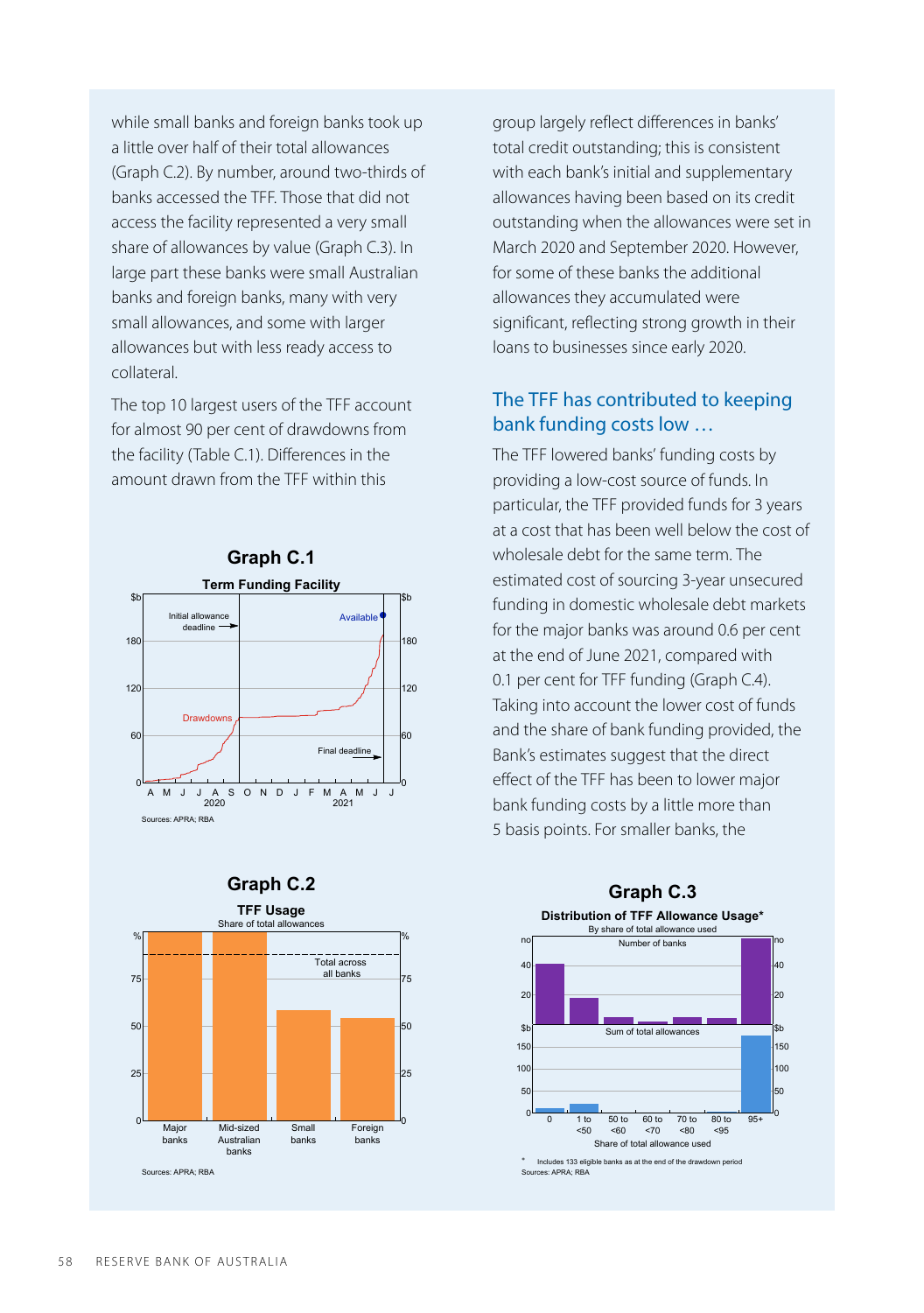while small banks and foreign banks took up a little over half of their total allowances (Graph C.2). By number, around two-thirds of banks accessed the TFF. Those that did not access the facility represented a very small share of allowances by value (Graph C.3). In large part these banks were small Australian banks and foreign banks, many with very small allowances, and some with larger allowances but with less ready access to collateral.

The top 10 largest users of the TFF account for almost 90 per cent of drawdowns from the facility (Table C.1). Differences in the amount drawn from the TFF within this group largely reflect differences in banks' total credit outstanding; this is consistent with each bank's initial and supplementary allowances having been based on its credit outstanding when the allowances were set in March 2020 and September 2020. However, for some of these banks the additional allowances they accumulated were significant, reflecting strong growth in their loans to businesses since early 2020.

## The TFF has contributed to keeping bank funding costs low …

The TFF lowered banks' funding costs by providing a low-cost source of funds. In particular, the TFF provided funds for 3 years at a cost that has been well below the cost of wholesale debt for the same term. The estimated cost of sourcing 3-year unsecured funding in domestic wholesale debt markets for the major banks was around 0.6 per cent at the end of June 2021, compared with 0.1 per cent for TFF funding (Graph C.4). Taking into account the lower cost of funds and the share of bank funding provided, the Bank's estimates suggest that the direct effect of the TFF has been to lower major bank funding costs by a little more than 5 basis points. For smaller banks, the

**Graph C.1**

Term Funding Facility

Sources: APRA; RBA

**Graph C.2**

TFF Usage

Share of total allowances

Sources: APRA; RBA

**Graph C.3**

Distribution of TFF Allowance Usage*

By share of total allowance used

\* Includes 133 eligible banks as at the end of the drawdown period

Sources: APRA; RBA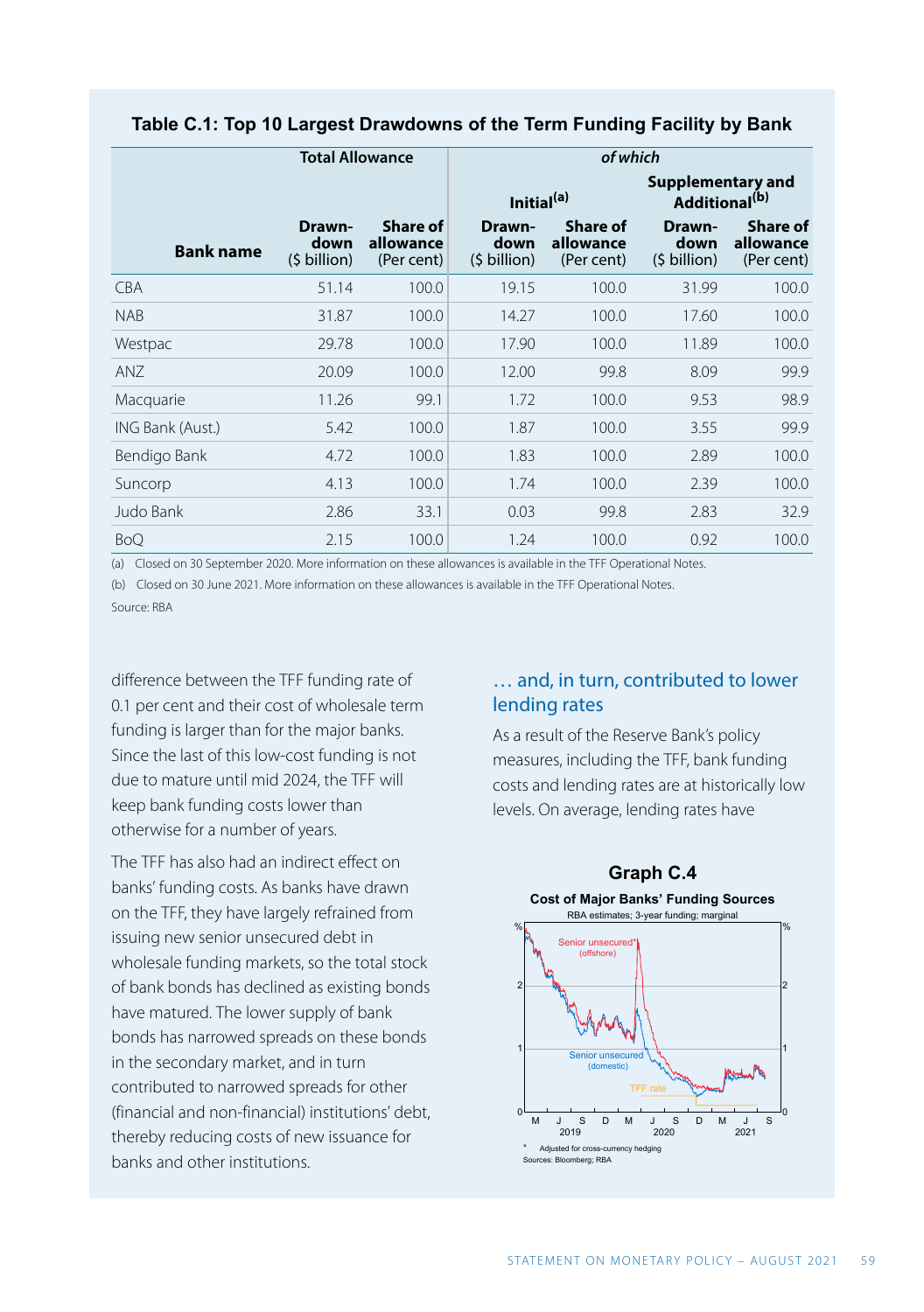**Table C.1: Top 10 Largest Drawdowns of the Term Funding Facility by Bank**

| Bank name | Total Allowance | | *of which* Initial[(a)] | | Supplementary and Additional[(b)] | |
|---|---|---|---|---|---|---|
| | Drawn-down ($ billion) | Share of allowance (Per cent) | Drawn-down ($ billion) | Share of allowance (Per cent) | Drawn-down ($ billion) | Share of allowance (Per cent) |
| CBA | 51.14 | 100.0 | 19.15 | 100.0 | 31.99 | 100.0 |
| NAB | 31.87 | 100.0 | 14.27 | 100.0 | 17.60 | 100.0 |
| Westpac | 29.78 | 100.0 | 17.90 | 100.0 | 11.89 | 100.0 |
| ANZ | 20.09 | 100.0 | 12.00 | 99.8 | 8.09 | 99.9 |
| Macquarie | 11.26 | 99.1 | 1.72 | 100.0 | 9.53 | 98.9 |
| ING Bank (Aust.) | 5.42 | 100.0 | 1.87 | 100.0 | 3.55 | 99.9 |
| Bendigo Bank | 4.72 | 100.0 | 1.83 | 100.0 | 2.89 | 100.0 |
| Suncorp | 4.13 | 100.0 | 1.74 | 100.0 | 2.39 | 100.0 |
| Judo Bank | 2.86 | 33.1 | 0.03 | 99.8 | 2.83 | 32.9 |
| BoQ | 2.15 | 100.0 | 1.24 | 100.0 | 0.92 | 100.0 |

(a) Closed on 30 September 2020. More information on these allowances is available in the TFF Operational Notes.

(b) Closed on 30 June 2021. More information on these allowances is available in the TFF Operational Notes.

Source: RBA

difference between the TFF funding rate of 0.1 per cent and their cost of wholesale term funding is larger than for the major banks. Since the last of this low-cost funding is not due to mature until mid 2024, the TFF will keep bank funding costs lower than otherwise for a number of years.

The TFF has also had an indirect effect on banks' funding costs. As banks have drawn on the TFF, they have largely refrained from issuing new senior unsecured debt in wholesale funding markets, so the total stock of bank bonds has declined as existing bonds have matured. The lower supply of bank bonds has narrowed spreads on these bonds in the secondary market, and in turn contributed to narrowed spreads for other (financial and non-financial) institutions' debt, thereby reducing costs of new issuance for banks and other institutions.

## … and, in turn, contributed to lower lending rates

As a result of the Reserve Bank's policy measures, including the TFF, bank funding costs and lending rates are at historically low levels. On average, lending rates have

**Graph C.4**

**Cost of Major Banks' Funding Sources**

RBA estimates; 3-year funding; marginal

\* Adjusted for cross-currency hedging

Sources: Bloomberg; RBA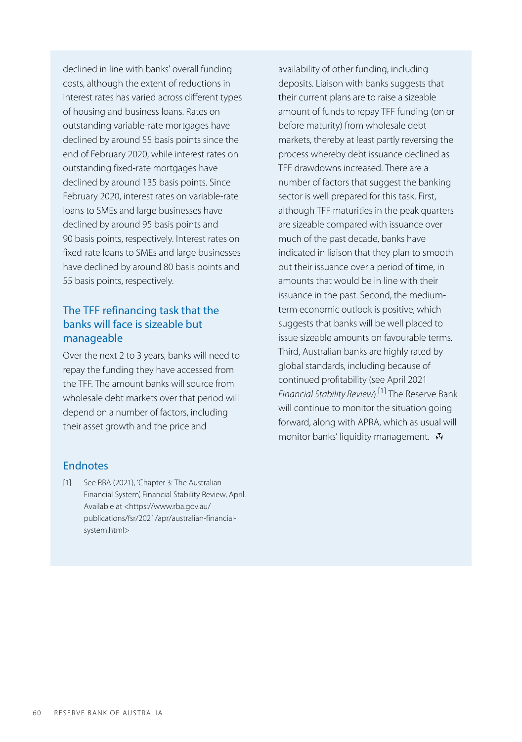declined in line with banks' overall funding costs, although the extent of reductions in interest rates has varied across different types of housing and business loans. Rates on outstanding variable-rate mortgages have declined by around 55 basis points since the end of February 2020, while interest rates on outstanding fixed-rate mortgages have declined by around 135 basis points. Since February 2020, interest rates on variable-rate loans to SMEs and large businesses have declined by around 95 basis points and 90 basis points, respectively. Interest rates on fixed-rate loans to SMEs and large businesses have declined by around 80 basis points and 55 basis points, respectively.

## The TFF refinancing task that the banks will face is sizeable but manageable

Over the next 2 to 3 years, banks will need to repay the funding they have accessed from the TFF. The amount banks will source from wholesale debt markets over that period will depend on a number of factors, including their asset growth and the price and availability of other funding, including deposits. Liaison with banks suggests that their current plans are to raise a sizeable amount of funds to repay TFF funding (on or before maturity) from wholesale debt markets, thereby at least partly reversing the process whereby debt issuance declined as TFF drawdowns increased. There are a number of factors that suggest the banking sector is well prepared for this task. First, although TFF maturities in the peak quarters are sizeable compared with issuance over much of the past decade, banks have indicated in liaison that they plan to smooth out their issuance over a period of time, in amounts that would be in line with their issuance in the past. Second, the medium-term economic outlook is positive, which suggests that banks will be well placed to issue sizeable amounts on favourable terms. Third, Australian banks are highly rated by global standards, including because of continued profitability (see April 2021 *Financial Stability Review*).[1] The Reserve Bank will continue to monitor the situation going forward, along with APRA, which as usual will monitor banks' liquidity management. ✠

## Endnotes

[1] See RBA (2021), 'Chapter 3: The Australian Financial System', Financial Stability Review, April. Available at <https://www.rba.gov.au/publications/fsr/2021/apr/australian-financial-system.html>